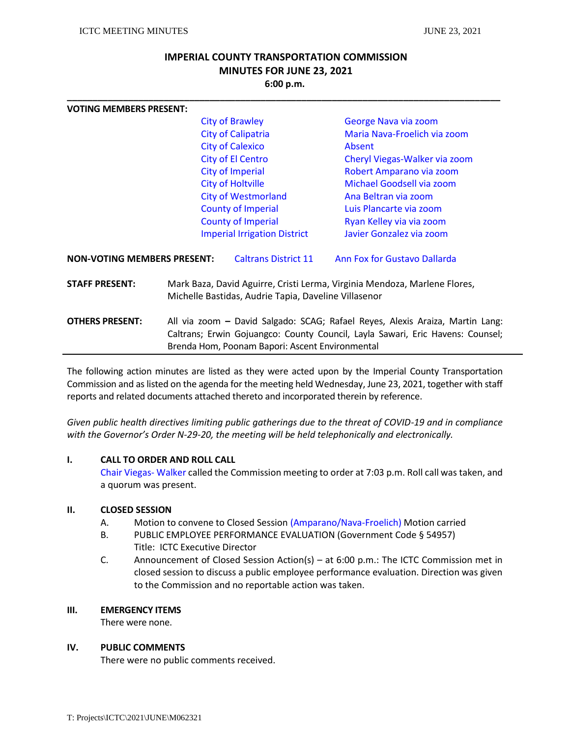# IMPERIAL COUNTY TRANSPORTATION COMMISSION
## MINUTES FOR JUNE 23, 2021
**6:00 p.m.**

---

**VOTING MEMBERS PRESENT:**

| | |
|---|---|
| City of Brawley | George Nava via zoom |
| City of Calipatria | Maria Nava-Froelich via zoom |
| City of Calexico | Absent |
| City of El Centro | Cheryl Viegas-Walker via zoom |
| City of Imperial | Robert Amparano via zoom |
| City of Holtville | Michael Goodsell via zoom |
| City of Westmorland | Ana Beltran via zoom |
| County of Imperial | Luis Plancarte via zoom |
| County of Imperial | Ryan Kelley via via zoom |
| Imperial Irrigation District | Javier Gonzalez via zoom |

**NON-VOTING MEMBERS PRESENT:** Caltrans District 11 — Ann Fox for Gustavo Dallarda

**STAFF PRESENT:** Mark Baza, David Aguirre, Cristi Lerma, Virginia Mendoza, Marlene Flores, Michelle Bastidas, Audrie Tapia, Daveline Villasenor

**OTHERS PRESENT:** All via zoom **–** David Salgado: SCAG; Rafael Reyes, Alexis Araiza, Martin Lang: Caltrans; Erwin Gojuangco: County Council, Layla Sawari, Eric Havens: Counsel; Brenda Hom, Poonam Bapori: Ascent Environmental

---

The following action minutes are listed as they were acted upon by the Imperial County Transportation Commission and as listed on the agenda for the meeting held Wednesday, June 23, 2021, together with staff reports and related documents attached thereto and incorporated therein by reference.

*Given public health directives limiting public gatherings due to the threat of COVID-19 and in compliance with the Governor's Order N-29-20, the meeting will be held telephonically and electronically.*

### I. CALL TO ORDER AND ROLL CALL

Chair Viegas- Walker called the Commission meeting to order at 7:03 p.m. Roll call was taken, and a quorum was present.

### II. CLOSED SESSION

A. Motion to convene to Closed Session (Amparano/Nava-Froelich) Motion carried

B. PUBLIC EMPLOYEE PERFORMANCE EVALUATION (Government Code § 54957)
Title: ICTC Executive Director

C. Announcement of Closed Session Action(s) – at 6:00 p.m.: The ICTC Commission met in closed session to discuss a public employee performance evaluation. Direction was given to the Commission and no reportable action was taken.

### III. EMERGENCY ITEMS

There were none.

### IV. PUBLIC COMMENTS

There were no public comments received.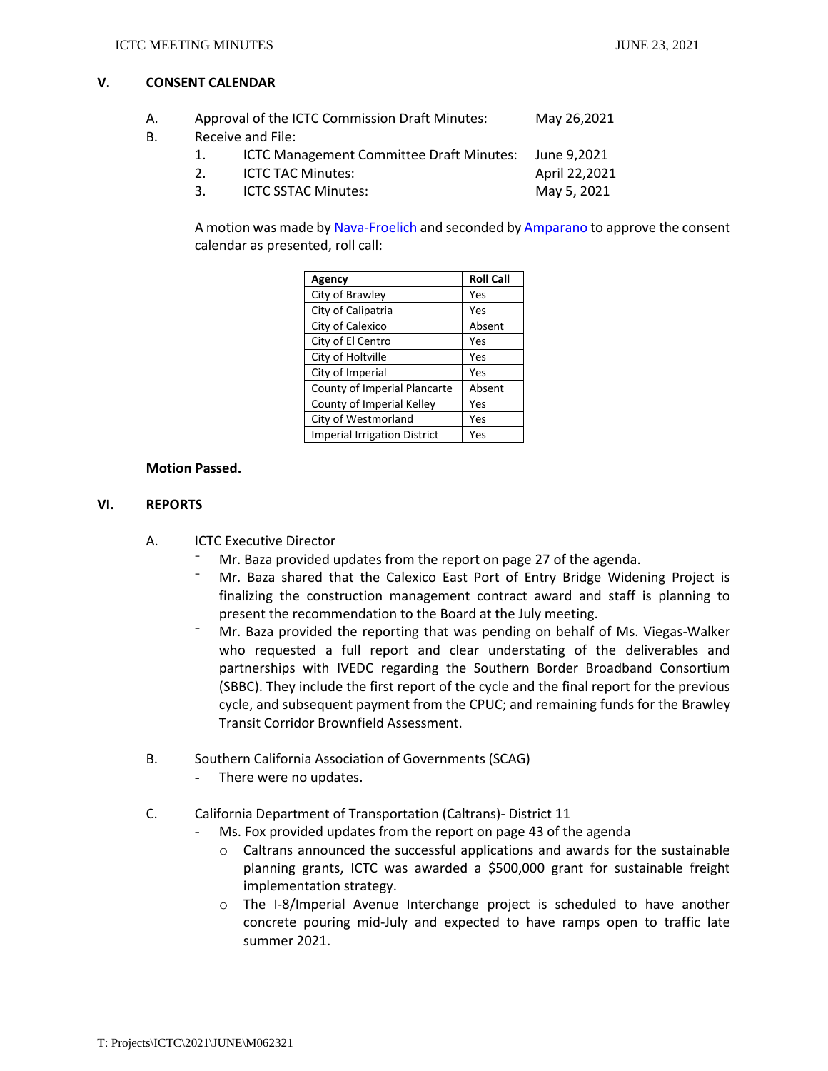## V. CONSENT CALENDAR

A. Approval of the ICTC Commission Draft Minutes: May 26,2021

B. Receive and File:

1. ICTC Management Committee Draft Minutes: June 9,2021
2. ICTC TAC Minutes: April 22,2021
3. ICTC SSTAC Minutes: May 5, 2021

A motion was made by Nava-Froelich and seconded by Amparano to approve the consent calendar as presented, roll call:

| Agency | Roll Call |
|---|---|
| City of Brawley | Yes |
| City of Calipatria | Yes |
| City of Calexico | Absent |
| City of El Centro | Yes |
| City of Holtville | Yes |
| City of Imperial | Yes |
| County of Imperial Plancarte | Absent |
| County of Imperial Kelley | Yes |
| City of Westmorland | Yes |
| Imperial Irrigation District | Yes |

**Motion Passed.**

## VI. REPORTS

A. ICTC Executive Director

- Mr. Baza provided updates from the report on page 27 of the agenda.
- Mr. Baza shared that the Calexico East Port of Entry Bridge Widening Project is finalizing the construction management contract award and staff is planning to present the recommendation to the Board at the July meeting.
- Mr. Baza provided the reporting that was pending on behalf of Ms. Viegas-Walker who requested a full report and clear understating of the deliverables and partnerships with IVEDC regarding the Southern Border Broadband Consortium (SBBC). They include the first report of the cycle and the final report for the previous cycle, and subsequent payment from the CPUC; and remaining funds for the Brawley Transit Corridor Brownfield Assessment.

B. Southern California Association of Governments (SCAG)

- There were no updates.

C. California Department of Transportation (Caltrans)- District 11

- Ms. Fox provided updates from the report on page 43 of the agenda
  - Caltrans announced the successful applications and awards for the sustainable planning grants, ICTC was awarded a $500,000 grant for sustainable freight implementation strategy.
  - The I-8/Imperial Avenue Interchange project is scheduled to have another concrete pouring mid-July and expected to have ramps open to traffic late summer 2021.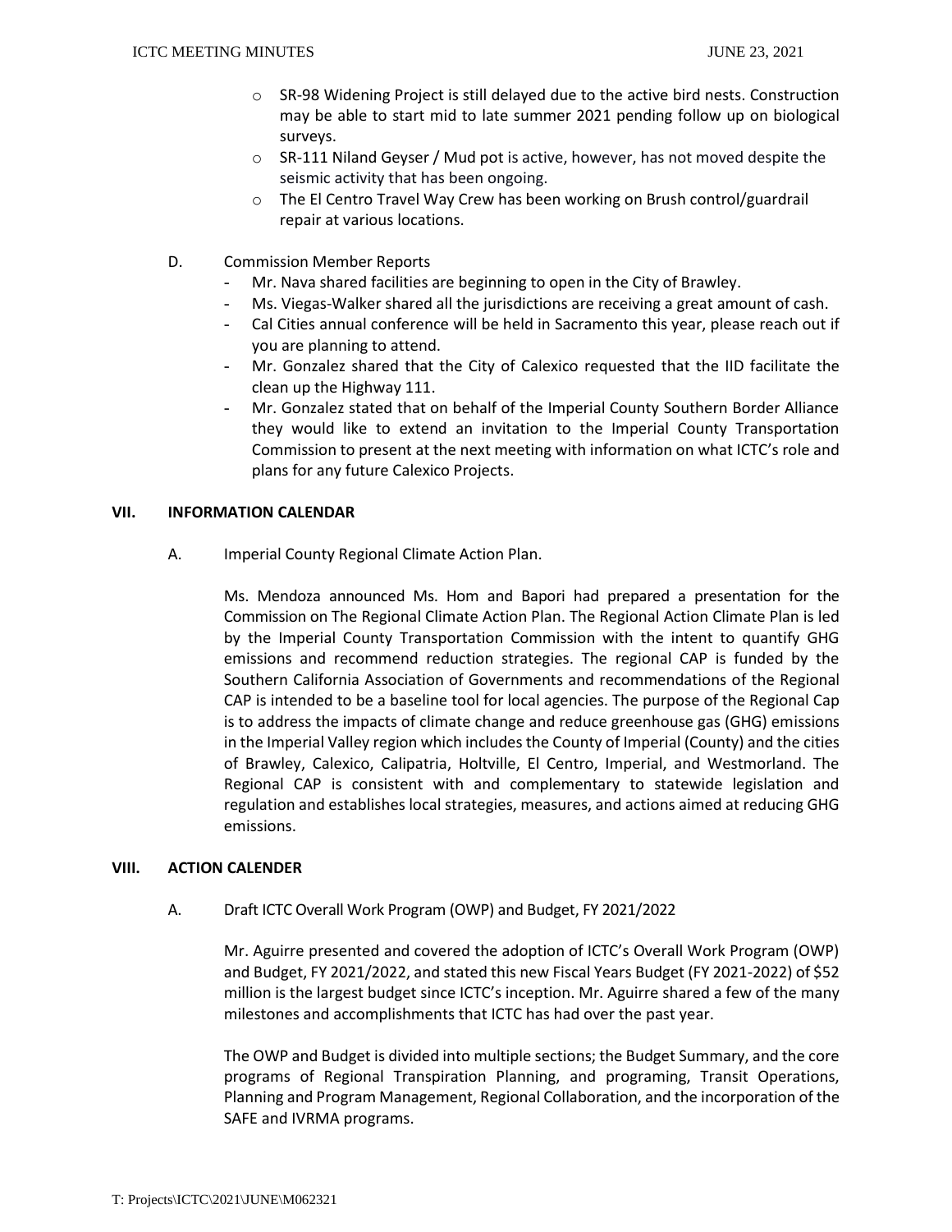- SR-98 Widening Project is still delayed due to the active bird nests. Construction may be able to start mid to late summer 2021 pending follow up on biological surveys.
- SR-111 Niland Geyser / Mud pot is active, however, has not moved despite the seismic activity that has been ongoing.
- The El Centro Travel Way Crew has been working on Brush control/guardrail repair at various locations.

D. Commission Member Reports

- Mr. Nava shared facilities are beginning to open in the City of Brawley.
- Ms. Viegas-Walker shared all the jurisdictions are receiving a great amount of cash.
- Cal Cities annual conference will be held in Sacramento this year, please reach out if you are planning to attend.
- Mr. Gonzalez shared that the City of Calexico requested that the IID facilitate the clean up the Highway 111.
- Mr. Gonzalez stated that on behalf of the Imperial County Southern Border Alliance they would like to extend an invitation to the Imperial County Transportation Commission to present at the next meeting with information on what ICTC's role and plans for any future Calexico Projects.

## VII. INFORMATION CALENDAR

A. Imperial County Regional Climate Action Plan.

Ms. Mendoza announced Ms. Hom and Bapori had prepared a presentation for the Commission on The Regional Climate Action Plan. The Regional Action Climate Plan is led by the Imperial County Transportation Commission with the intent to quantify GHG emissions and recommend reduction strategies. The regional CAP is funded by the Southern California Association of Governments and recommendations of the Regional CAP is intended to be a baseline tool for local agencies. The purpose of the Regional Cap is to address the impacts of climate change and reduce greenhouse gas (GHG) emissions in the Imperial Valley region which includes the County of Imperial (County) and the cities of Brawley, Calexico, Calipatria, Holtville, El Centro, Imperial, and Westmorland. The Regional CAP is consistent with and complementary to statewide legislation and regulation and establishes local strategies, measures, and actions aimed at reducing GHG emissions.

## VIII. ACTION CALENDER

A. Draft ICTC Overall Work Program (OWP) and Budget, FY 2021/2022

Mr. Aguirre presented and covered the adoption of ICTC's Overall Work Program (OWP) and Budget, FY 2021/2022, and stated this new Fiscal Years Budget (FY 2021-2022) of $52 million is the largest budget since ICTC's inception. Mr. Aguirre shared a few of the many milestones and accomplishments that ICTC has had over the past year.

The OWP and Budget is divided into multiple sections; the Budget Summary, and the core programs of Regional Transpiration Planning, and programing, Transit Operations, Planning and Program Management, Regional Collaboration, and the incorporation of the SAFE and IVRMA programs.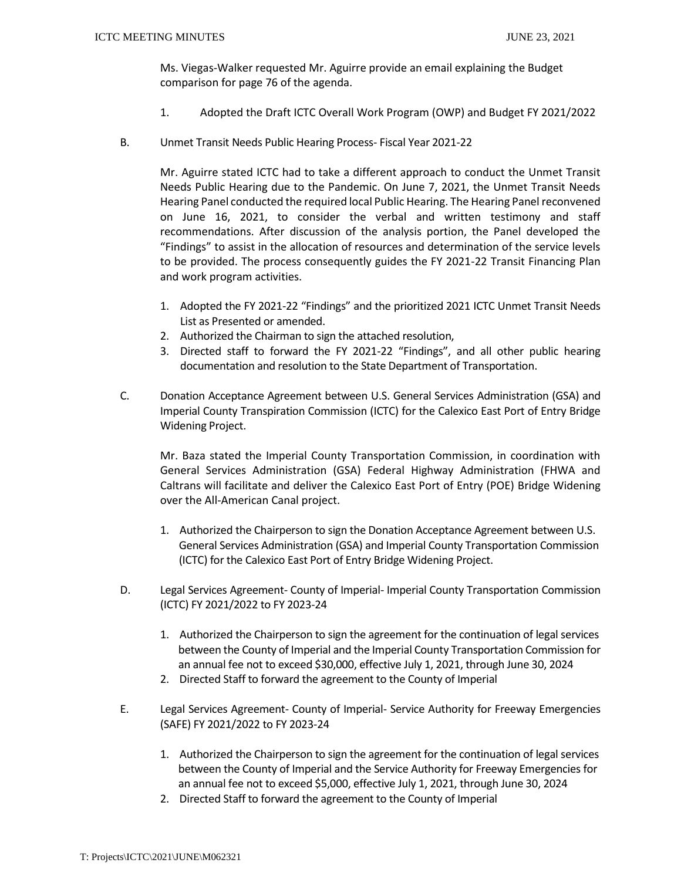Ms. Viegas-Walker requested Mr. Aguirre provide an email explaining the Budget comparison for page 76 of the agenda.

1. Adopted the Draft ICTC Overall Work Program (OWP) and Budget FY 2021/2022

B. Unmet Transit Needs Public Hearing Process- Fiscal Year 2021-22

Mr. Aguirre stated ICTC had to take a different approach to conduct the Unmet Transit Needs Public Hearing due to the Pandemic. On June 7, 2021, the Unmet Transit Needs Hearing Panel conducted the required local Public Hearing. The Hearing Panel reconvened on June 16, 2021, to consider the verbal and written testimony and staff recommendations. After discussion of the analysis portion, the Panel developed the "Findings" to assist in the allocation of resources and determination of the service levels to be provided. The process consequently guides the FY 2021-22 Transit Financing Plan and work program activities.

1. Adopted the FY 2021-22 "Findings" and the prioritized 2021 ICTC Unmet Transit Needs List as Presented or amended.
2. Authorized the Chairman to sign the attached resolution,
3. Directed staff to forward the FY 2021-22 "Findings", and all other public hearing documentation and resolution to the State Department of Transportation.

C. Donation Acceptance Agreement between U.S. General Services Administration (GSA) and Imperial County Transpiration Commission (ICTC) for the Calexico East Port of Entry Bridge Widening Project.

Mr. Baza stated the Imperial County Transportation Commission, in coordination with General Services Administration (GSA) Federal Highway Administration (FHWA and Caltrans will facilitate and deliver the Calexico East Port of Entry (POE) Bridge Widening over the All-American Canal project.

1. Authorized the Chairperson to sign the Donation Acceptance Agreement between U.S. General Services Administration (GSA) and Imperial County Transportation Commission (ICTC) for the Calexico East Port of Entry Bridge Widening Project.

D. Legal Services Agreement- County of Imperial- Imperial County Transportation Commission (ICTC) FY 2021/2022 to FY 2023-24

1. Authorized the Chairperson to sign the agreement for the continuation of legal services between the County of Imperial and the Imperial County Transportation Commission for an annual fee not to exceed $30,000, effective July 1, 2021, through June 30, 2024
2. Directed Staff to forward the agreement to the County of Imperial

E. Legal Services Agreement- County of Imperial- Service Authority for Freeway Emergencies (SAFE) FY 2021/2022 to FY 2023-24

1. Authorized the Chairperson to sign the agreement for the continuation of legal services between the County of Imperial and the Service Authority for Freeway Emergencies for an annual fee not to exceed $5,000, effective July 1, 2021, through June 30, 2024
2. Directed Staff to forward the agreement to the County of Imperial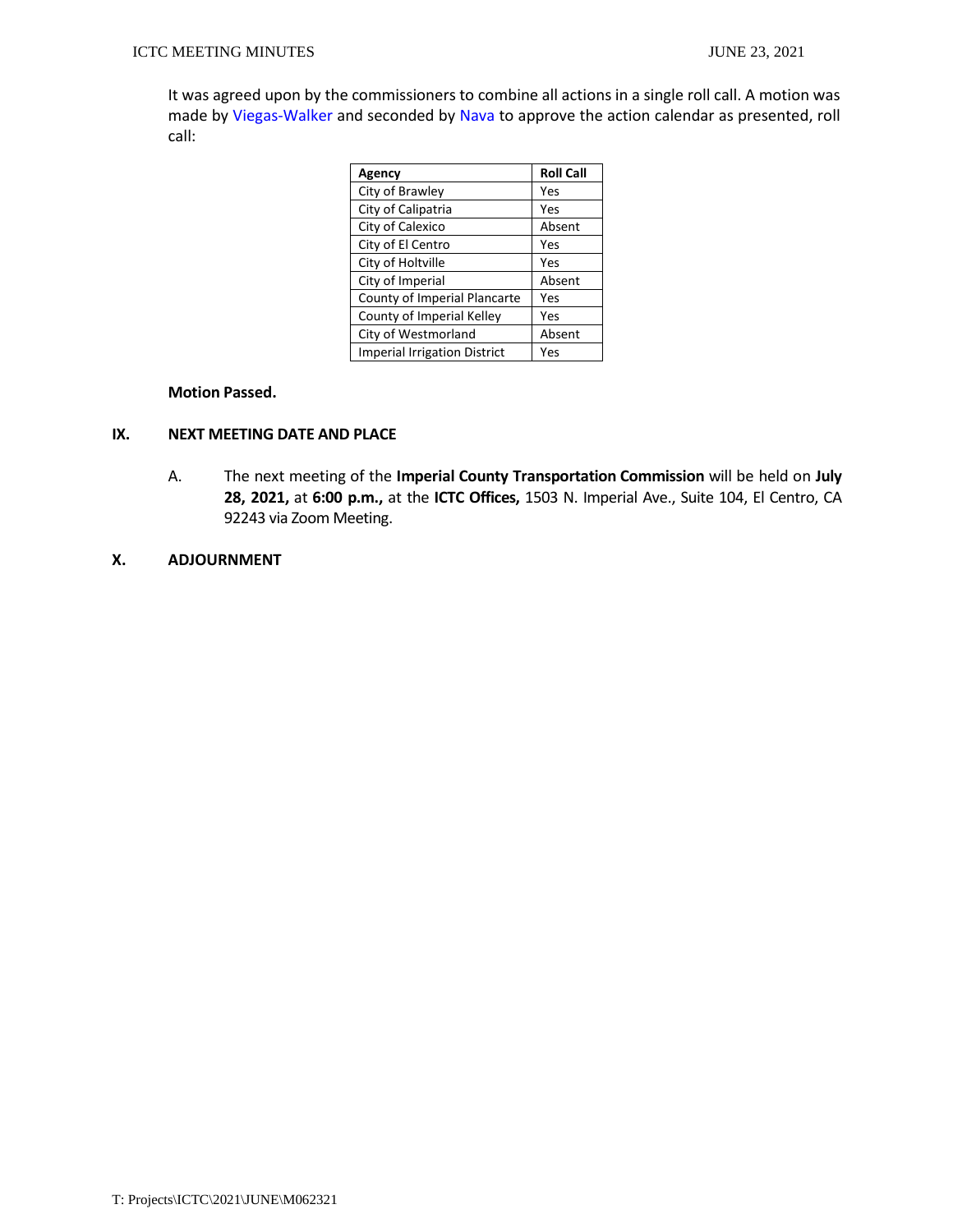It was agreed upon by the commissioners to combine all actions in a single roll call. A motion was made by Viegas-Walker and seconded by Nava to approve the action calendar as presented, roll call:

| Agency | Roll Call |
|---|---|
| City of Brawley | Yes |
| City of Calipatria | Yes |
| City of Calexico | Absent |
| City of El Centro | Yes |
| City of Holtville | Yes |
| City of Imperial | Absent |
| County of Imperial Plancarte | Yes |
| County of Imperial Kelley | Yes |
| City of Westmorland | Absent |
| Imperial Irrigation District | Yes |

**Motion Passed.**

## IX. NEXT MEETING DATE AND PLACE

A. The next meeting of the **Imperial County Transportation Commission** will be held on **July 28, 2021,** at **6:00 p.m.,** at the **ICTC Offices,** 1503 N. Imperial Ave., Suite 104, El Centro, CA 92243 via Zoom Meeting.

## X. ADJOURNMENT

T: Projects\ICTC\2021\JUNE\M062321